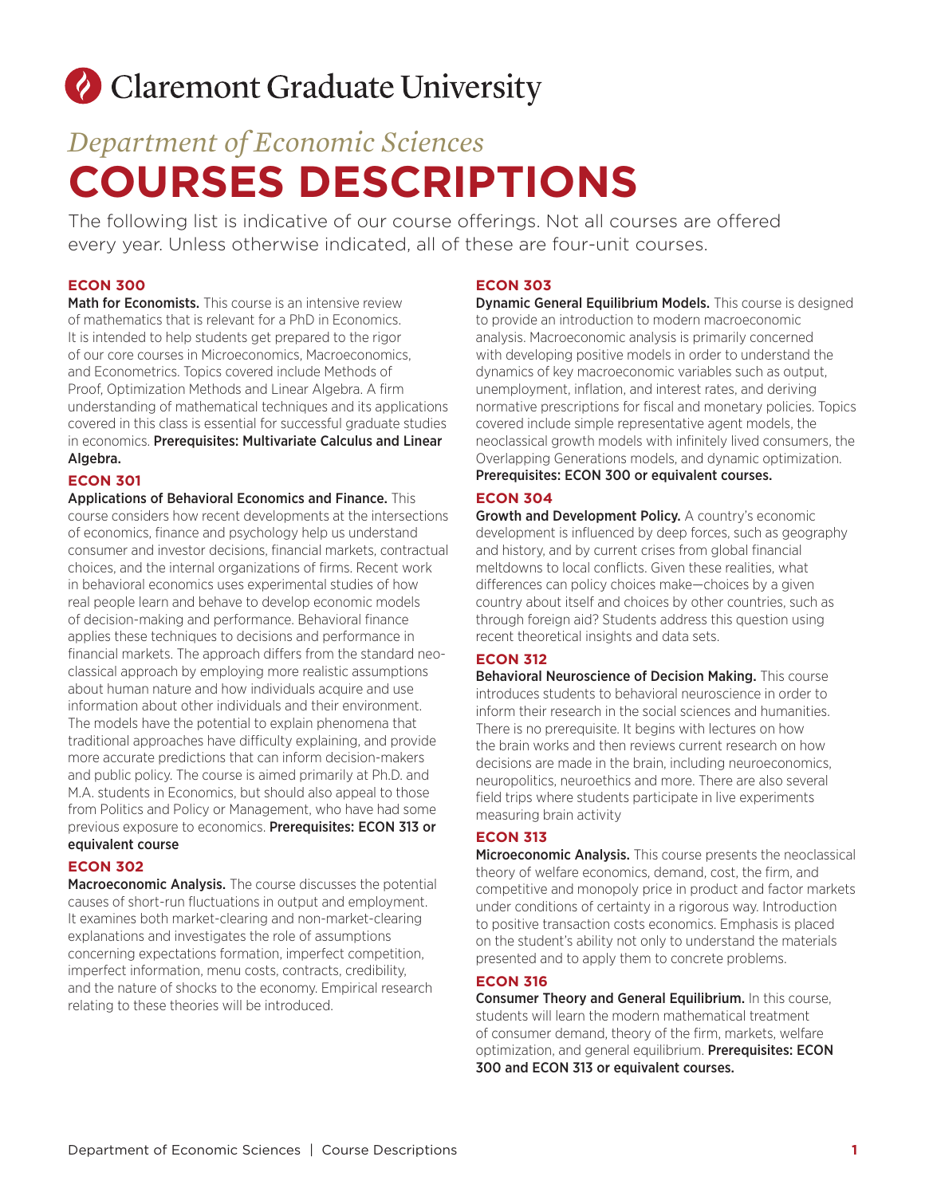Claremont Graduate University

*Department of Economic Sciences*

# COURSES DESCRIPTIONS

The following list is indicative of our course offerings. Not all courses are offered every year. Unless otherwise indicated, all of these are four-unit courses.

### ECON 300

**Math for Economists.** This course is an intensive review of mathematics that is relevant for a PhD in Economics. It is intended to help students get prepared to the rigor of our core courses in Microeconomics, Macroeconomics, and Econometrics. Topics covered include Methods of Proof, Optimization Methods and Linear Algebra. A firm understanding of mathematical techniques and its applications covered in this class is essential for successful graduate studies in economics. **Prerequisites: Multivariate Calculus and Linear Algebra.**

### ECON 301

**Applications of Behavioral Economics and Finance.** This course considers how recent developments at the intersections of economics, finance and psychology help us understand consumer and investor decisions, financial markets, contractual choices, and the internal organizations of firms. Recent work in behavioral economics uses experimental studies of how real people learn and behave to develop economic models of decision-making and performance. Behavioral finance applies these techniques to decisions and performance in financial markets. The approach differs from the standard neo-classical approach by employing more realistic assumptions about human nature and how individuals acquire and use information about other individuals and their environment. The models have the potential to explain phenomena that traditional approaches have difficulty explaining, and provide more accurate predictions that can inform decision-makers and public policy. The course is aimed primarily at Ph.D. and M.A. students in Economics, but should also appeal to those from Politics and Policy or Management, who have had some previous exposure to economics. **Prerequisites: ECON 313 or equivalent course**

### ECON 302

**Macroeconomic Analysis.** The course discusses the potential causes of short-run fluctuations in output and employment. It examines both market-clearing and non-market-clearing explanations and investigates the role of assumptions concerning expectations formation, imperfect competition, imperfect information, menu costs, contracts, credibility, and the nature of shocks to the economy. Empirical research relating to these theories will be introduced.

### ECON 303

**Dynamic General Equilibrium Models.** This course is designed to provide an introduction to modern macroeconomic analysis. Macroeconomic analysis is primarily concerned with developing positive models in order to understand the dynamics of key macroeconomic variables such as output, unemployment, inflation, and interest rates, and deriving normative prescriptions for fiscal and monetary policies. Topics covered include simple representative agent models, the neoclassical growth models with infinitely lived consumers, the Overlapping Generations models, and dynamic optimization. **Prerequisites: ECON 300 or equivalent courses.**

### ECON 304

**Growth and Development Policy.** A country's economic development is influenced by deep forces, such as geography and history, and by current crises from global financial meltdowns to local conflicts. Given these realities, what differences can policy choices make—choices by a given country about itself and choices by other countries, such as through foreign aid? Students address this question using recent theoretical insights and data sets.

### ECON 312

**Behavioral Neuroscience of Decision Making.** This course introduces students to behavioral neuroscience in order to inform their research in the social sciences and humanities. There is no prerequisite. It begins with lectures on how the brain works and then reviews current research on how decisions are made in the brain, including neuroeconomics, neuropolitics, neuroethics and more. There are also several field trips where students participate in live experiments measuring brain activity

### ECON 313

**Microeconomic Analysis.** This course presents the neoclassical theory of welfare economics, demand, cost, the firm, and competitive and monopoly price in product and factor markets under conditions of certainty in a rigorous way. Introduction to positive transaction costs economics. Emphasis is placed on the student's ability not only to understand the materials presented and to apply them to concrete problems.

### ECON 316

**Consumer Theory and General Equilibrium.** In this course, students will learn the modern mathematical treatment of consumer demand, theory of the firm, markets, welfare optimization, and general equilibrium. **Prerequisites: ECON 300 and ECON 313 or equivalent courses.**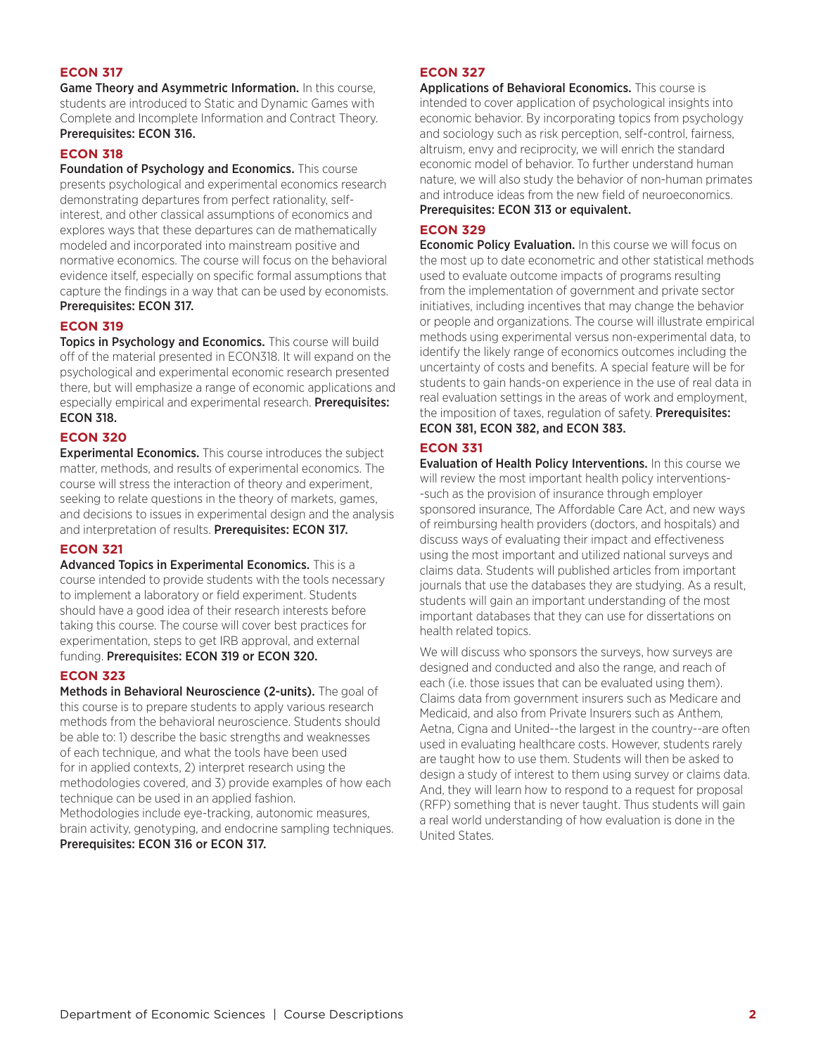### ECON 317

**Game Theory and Asymmetric Information.** In this course, students are introduced to Static and Dynamic Games with Complete and Incomplete Information and Contract Theory. **Prerequisites: ECON 316.**

### ECON 318

**Foundation of Psychology and Economics.** This course presents psychological and experimental economics research demonstrating departures from perfect rationality, self-interest, and other classical assumptions of economics and explores ways that these departures can de mathematically modeled and incorporated into mainstream positive and normative economics. The course will focus on the behavioral evidence itself, especially on specific formal assumptions that capture the findings in a way that can be used by economists. **Prerequisites: ECON 317.**

### ECON 319

**Topics in Psychology and Economics.** This course will build off of the material presented in ECON318. It will expand on the psychological and experimental economic research presented there, but will emphasize a range of economic applications and especially empirical and experimental research. **Prerequisites: ECON 318.**

### ECON 320

**Experimental Economics.** This course introduces the subject matter, methods, and results of experimental economics. The course will stress the interaction of theory and experiment, seeking to relate questions in the theory of markets, games, and decisions to issues in experimental design and the analysis and interpretation of results. **Prerequisites: ECON 317.**

### ECON 321

**Advanced Topics in Experimental Economics.** This is a course intended to provide students with the tools necessary to implement a laboratory or field experiment. Students should have a good idea of their research interests before taking this course. The course will cover best practices for experimentation, steps to get IRB approval, and external funding. **Prerequisites: ECON 319 or ECON 320.**

### ECON 323

**Methods in Behavioral Neuroscience (2-units).** The goal of this course is to prepare students to apply various research methods from the behavioral neuroscience. Students should be able to: 1) describe the basic strengths and weaknesses of each technique, and what the tools have been used for in applied contexts, 2) interpret research using the methodologies covered, and 3) provide examples of how each technique can be used in an applied fashion.
Methodologies include eye-tracking, autonomic measures, brain activity, genotyping, and endocrine sampling techniques. **Prerequisites: ECON 316 or ECON 317.**

### ECON 327

**Applications of Behavioral Economics.** This course is intended to cover application of psychological insights into economic behavior. By incorporating topics from psychology and sociology such as risk perception, self-control, fairness, altruism, envy and reciprocity, we will enrich the standard economic model of behavior. To further understand human nature, we will also study the behavior of non-human primates and introduce ideas from the new field of neuroeconomics. **Prerequisites: ECON 313 or equivalent.**

### ECON 329

**Economic Policy Evaluation.** In this course we will focus on the most up to date econometric and other statistical methods used to evaluate outcome impacts of programs resulting from the implementation of government and private sector initiatives, including incentives that may change the behavior or people and organizations. The course will illustrate empirical methods using experimental versus non-experimental data, to identify the likely range of economics outcomes including the uncertainty of costs and benefits. A special feature will be for students to gain hands-on experience in the use of real data in real evaluation settings in the areas of work and employment, the imposition of taxes, regulation of safety. **Prerequisites: ECON 381, ECON 382, and ECON 383.**

### ECON 331

**Evaluation of Health Policy Interventions.** In this course we will review the most important health policy interventions--such as the provision of insurance through employer sponsored insurance, The Affordable Care Act, and new ways of reimbursing health providers (doctors, and hospitals) and discuss ways of evaluating their impact and effectiveness using the most important and utilized national surveys and claims data. Students will published articles from important journals that use the databases they are studying. As a result, students will gain an important understanding of the most important databases that they can use for dissertations on health related topics.

We will discuss who sponsors the surveys, how surveys are designed and conducted and also the range, and reach of each (i.e. those issues that can be evaluated using them). Claims data from government insurers such as Medicare and Medicaid, and also from Private Insurers such as Anthem, Aetna, Cigna and United--the largest in the country--are often used in evaluating healthcare costs. However, students rarely are taught how to use them. Students will then be asked to design a study of interest to them using survey or claims data. And, they will learn how to respond to a request for proposal (RFP) something that is never taught. Thus students will gain a real world understanding of how evaluation is done in the United States.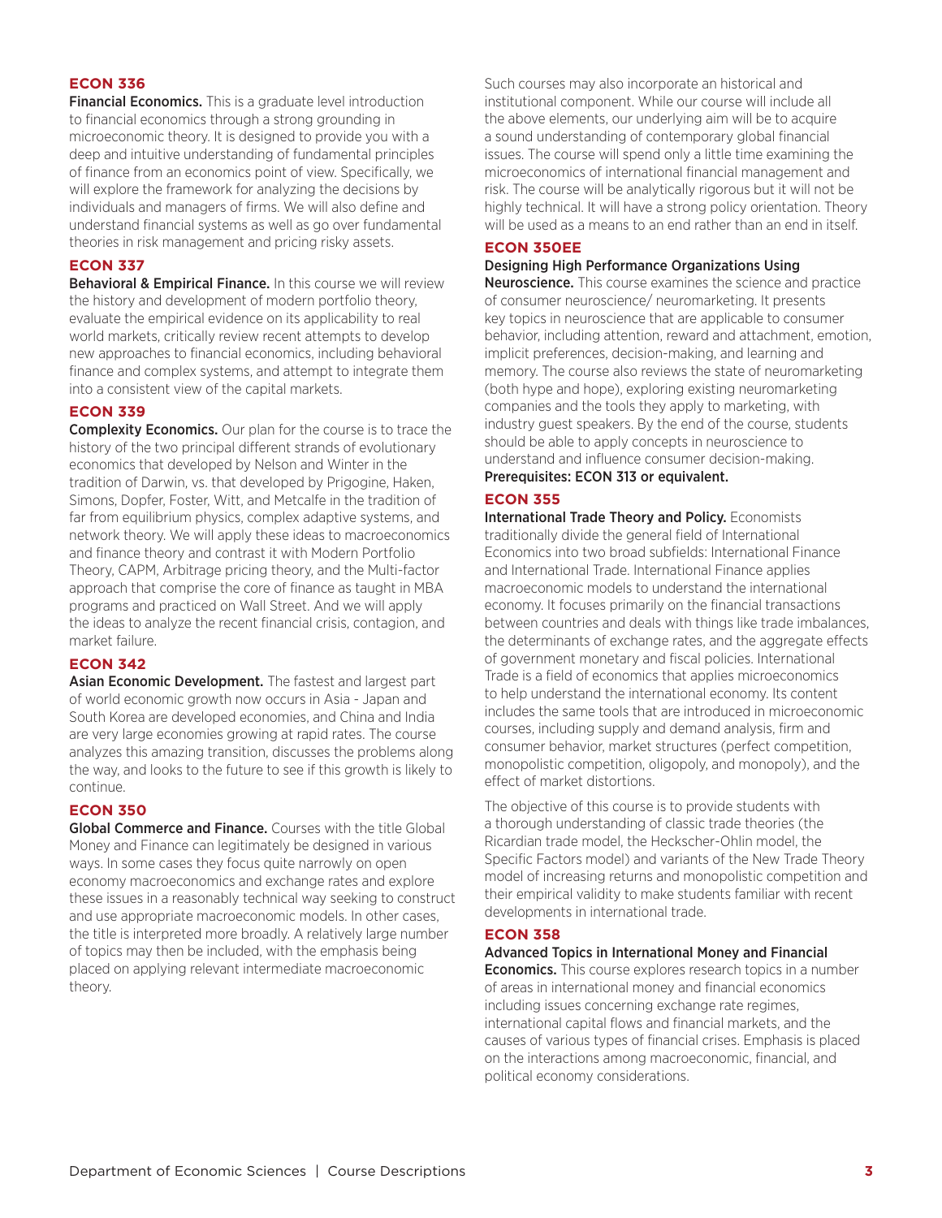### ECON 336

**Financial Economics.** This is a graduate level introduction to financial economics through a strong grounding in microeconomic theory. It is designed to provide you with a deep and intuitive understanding of fundamental principles of finance from an economics point of view. Specifically, we will explore the framework for analyzing the decisions by individuals and managers of firms. We will also define and understand financial systems as well as go over fundamental theories in risk management and pricing risky assets.

### ECON 337

**Behavioral & Empirical Finance.** In this course we will review the history and development of modern portfolio theory, evaluate the empirical evidence on its applicability to real world markets, critically review recent attempts to develop new approaches to financial economics, including behavioral finance and complex systems, and attempt to integrate them into a consistent view of the capital markets.

### ECON 339

**Complexity Economics.** Our plan for the course is to trace the history of the two principal different strands of evolutionary economics that developed by Nelson and Winter in the tradition of Darwin, vs. that developed by Prigogine, Haken, Simons, Dopfer, Foster, Witt, and Metcalfe in the tradition of far from equilibrium physics, complex adaptive systems, and network theory. We will apply these ideas to macroeconomics and finance theory and contrast it with Modern Portfolio Theory, CAPM, Arbitrage pricing theory, and the Multi-factor approach that comprise the core of finance as taught in MBA programs and practiced on Wall Street. And we will apply the ideas to analyze the recent financial crisis, contagion, and market failure.

### ECON 342

**Asian Economic Development.** The fastest and largest part of world economic growth now occurs in Asia - Japan and South Korea are developed economies, and China and India are very large economies growing at rapid rates. The course analyzes this amazing transition, discusses the problems along the way, and looks to the future to see if this growth is likely to continue.

### ECON 350

**Global Commerce and Finance.** Courses with the title Global Money and Finance can legitimately be designed in various ways. In some cases they focus quite narrowly on open economy macroeconomics and exchange rates and explore these issues in a reasonably technical way seeking to construct and use appropriate macroeconomic models. In other cases, the title is interpreted more broadly. A relatively large number of topics may then be included, with the emphasis being placed on applying relevant intermediate macroeconomic theory.

Such courses may also incorporate an historical and institutional component. While our course will include all the above elements, our underlying aim will be to acquire a sound understanding of contemporary global financial issues. The course will spend only a little time examining the microeconomics of international financial management and risk. The course will be analytically rigorous but it will not be highly technical. It will have a strong policy orientation. Theory will be used as a means to an end rather than an end in itself.

### ECON 350EE

**Designing High Performance Organizations Using Neuroscience.** This course examines the science and practice of consumer neuroscience/ neuromarketing. It presents key topics in neuroscience that are applicable to consumer behavior, including attention, reward and attachment, emotion, implicit preferences, decision-making, and learning and memory. The course also reviews the state of neuromarketing (both hype and hope), exploring existing neuromarketing companies and the tools they apply to marketing, with industry guest speakers. By the end of the course, students should be able to apply concepts in neuroscience to understand and influence consumer decision-making.
**Prerequisites: ECON 313 or equivalent.**

### ECON 355

**International Trade Theory and Policy.** Economists traditionally divide the general field of International Economics into two broad subfields: International Finance and International Trade. International Finance applies macroeconomic models to understand the international economy. It focuses primarily on the financial transactions between countries and deals with things like trade imbalances, the determinants of exchange rates, and the aggregate effects of government monetary and fiscal policies. International Trade is a field of economics that applies microeconomics to help understand the international economy. Its content includes the same tools that are introduced in microeconomic courses, including supply and demand analysis, firm and consumer behavior, market structures (perfect competition, monopolistic competition, oligopoly, and monopoly), and the effect of market distortions.

The objective of this course is to provide students with a thorough understanding of classic trade theories (the Ricardian trade model, the Heckscher-Ohlin model, the Specific Factors model) and variants of the New Trade Theory model of increasing returns and monopolistic competition and their empirical validity to make students familiar with recent developments in international trade.

### ECON 358

**Advanced Topics in International Money and Financial Economics.** This course explores research topics in a number of areas in international money and financial economics including issues concerning exchange rate regimes, international capital flows and financial markets, and the causes of various types of financial crises. Emphasis is placed on the interactions among macroeconomic, financial, and political economy considerations.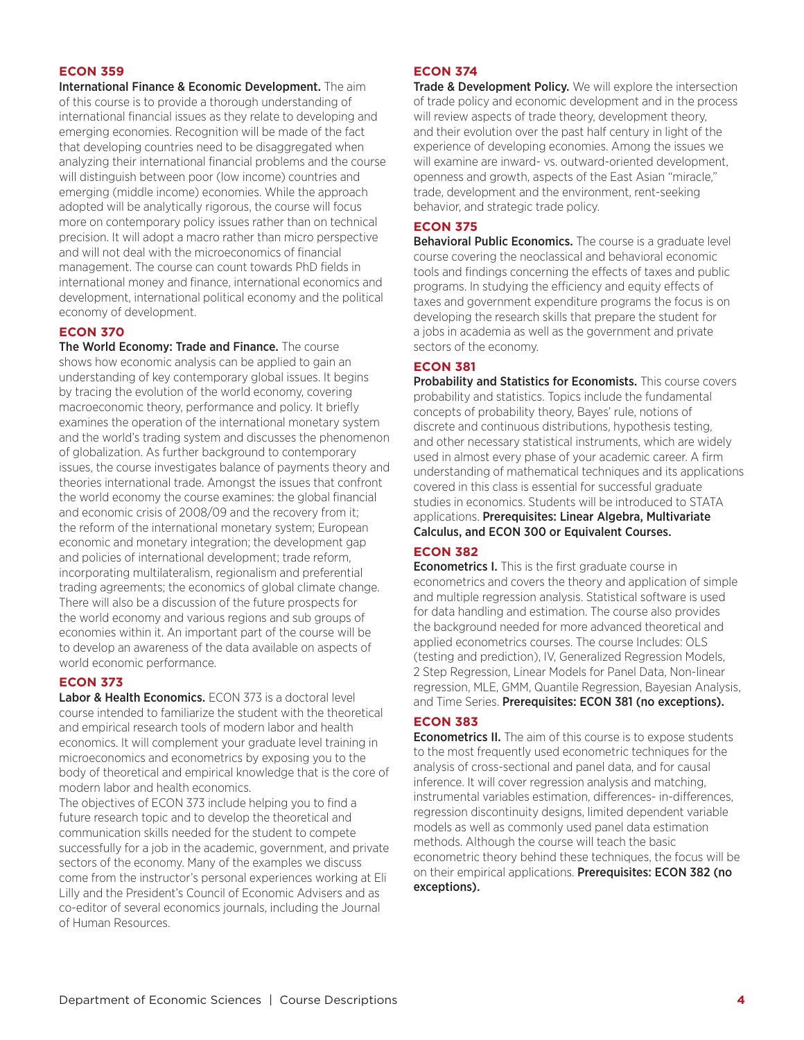### ECON 359

**International Finance & Economic Development.** The aim of this course is to provide a thorough understanding of international financial issues as they relate to developing and emerging economies. Recognition will be made of the fact that developing countries need to be disaggregated when analyzing their international financial problems and the course will distinguish between poor (low income) countries and emerging (middle income) economies. While the approach adopted will be analytically rigorous, the course will focus more on contemporary policy issues rather than on technical precision. It will adopt a macro rather than micro perspective and will not deal with the microeconomics of financial management. The course can count towards PhD fields in international money and finance, international economics and development, international political economy and the political economy of development.

### ECON 370

**The World Economy: Trade and Finance.** The course shows how economic analysis can be applied to gain an understanding of key contemporary global issues. It begins by tracing the evolution of the world economy, covering macroeconomic theory, performance and policy. It briefly examines the operation of the international monetary system and the world's trading system and discusses the phenomenon of globalization. As further background to contemporary issues, the course investigates balance of payments theory and theories international trade. Amongst the issues that confront the world economy the course examines: the global financial and economic crisis of 2008/09 and the recovery from it; the reform of the international monetary system; European economic and monetary integration; the development gap and policies of international development; trade reform, incorporating multilateralism, regionalism and preferential trading agreements; the economics of global climate change. There will also be a discussion of the future prospects for the world economy and various regions and sub groups of economies within it. An important part of the course will be to develop an awareness of the data available on aspects of world economic performance.

### ECON 373

**Labor & Health Economics.** ECON 373 is a doctoral level course intended to familiarize the student with the theoretical and empirical research tools of modern labor and health economics. It will complement your graduate level training in microeconomics and econometrics by exposing you to the body of theoretical and empirical knowledge that is the core of modern labor and health economics.

The objectives of ECON 373 include helping you to find a future research topic and to develop the theoretical and communication skills needed for the student to compete successfully for a job in the academic, government, and private sectors of the economy. Many of the examples we discuss come from the instructor's personal experiences working at Eli Lilly and the President's Council of Economic Advisers and as co-editor of several economics journals, including the Journal of Human Resources.

### ECON 374

**Trade & Development Policy.** We will explore the intersection of trade policy and economic development and in the process will review aspects of trade theory, development theory, and their evolution over the past half century in light of the experience of developing economies. Among the issues we will examine are inward- vs. outward-oriented development, openness and growth, aspects of the East Asian "miracle," trade, development and the environment, rent-seeking behavior, and strategic trade policy.

### ECON 375

**Behavioral Public Economics.** The course is a graduate level course covering the neoclassical and behavioral economic tools and findings concerning the effects of taxes and public programs. In studying the efficiency and equity effects of taxes and government expenditure programs the focus is on developing the research skills that prepare the student for a jobs in academia as well as the government and private sectors of the economy.

### ECON 381

**Probability and Statistics for Economists.** This course covers probability and statistics. Topics include the fundamental concepts of probability theory, Bayes' rule, notions of discrete and continuous distributions, hypothesis testing, and other necessary statistical instruments, which are widely used in almost every phase of your academic career. A firm understanding of mathematical techniques and its applications covered in this class is essential for successful graduate studies in economics. Students will be introduced to STATA applications. **Prerequisites: Linear Algebra, Multivariate Calculus, and ECON 300 or Equivalent Courses.**

### ECON 382

**Econometrics I.** This is the first graduate course in econometrics and covers the theory and application of simple and multiple regression analysis. Statistical software is used for data handling and estimation. The course also provides the background needed for more advanced theoretical and applied econometrics courses. The course Includes: OLS (testing and prediction), IV, Generalized Regression Models, 2 Step Regression, Linear Models for Panel Data, Non-linear regression, MLE, GMM, Quantile Regression, Bayesian Analysis, and Time Series. **Prerequisites: ECON 381 (no exceptions).**

### ECON 383

**Econometrics II.** The aim of this course is to expose students to the most frequently used econometric techniques for the analysis of cross-sectional and panel data, and for causal inference. It will cover regression analysis and matching, instrumental variables estimation, differences- in-differences, regression discontinuity designs, limited dependent variable models as well as commonly used panel data estimation methods. Although the course will teach the basic econometric theory behind these techniques, the focus will be on their empirical applications. **Prerequisites: ECON 382 (no exceptions).**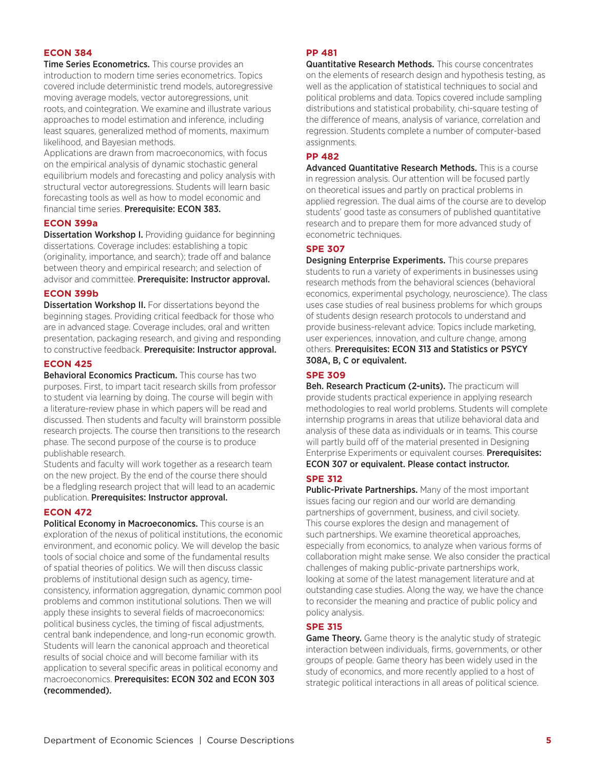### ECON 384

**Time Series Econometrics.** This course provides an introduction to modern time series econometrics. Topics covered include deterministic trend models, autoregressive moving average models, vector autoregressions, unit roots, and cointegration. We examine and illustrate various approaches to model estimation and inference, including least squares, generalized method of moments, maximum likelihood, and Bayesian methods.

Applications are drawn from macroeconomics, with focus on the empirical analysis of dynamic stochastic general equilibrium models and forecasting and policy analysis with structural vector autoregressions. Students will learn basic forecasting tools as well as how to model economic and financial time series. **Prerequisite: ECON 383.**

### ECON 399a

**Dissertation Workshop I.** Providing guidance for beginning dissertations. Coverage includes: establishing a topic (originality, importance, and search); trade off and balance between theory and empirical research; and selection of advisor and committee. **Prerequisite: Instructor approval.**

### ECON 399b

**Dissertation Workshop II.** For dissertations beyond the beginning stages. Providing critical feedback for those who are in advanced stage. Coverage includes, oral and written presentation, packaging research, and giving and responding to constructive feedback. **Prerequisite: Instructor approval.**

### ECON 425

**Behavioral Economics Practicum.** This course has two purposes. First, to impart tacit research skills from professor to student via learning by doing. The course will begin with a literature-review phase in which papers will be read and discussed. Then students and faculty will brainstorm possible research projects. The course then transitions to the research phase. The second purpose of the course is to produce publishable research.

Students and faculty will work together as a research team on the new project. By the end of the course there should be a fledgling research project that will lead to an academic publication. **Prerequisites: Instructor approval.**

### ECON 472

**Political Economy in Macroeconomics.** This course is an exploration of the nexus of political institutions, the economic environment, and economic policy. We will develop the basic tools of social choice and some of the fundamental results of spatial theories of politics. We will then discuss classic problems of institutional design such as agency, time-consistency, information aggregation, dynamic common pool problems and common institutional solutions. Then we will apply these insights to several fields of macroeconomics: political business cycles, the timing of fiscal adjustments, central bank independence, and long-run economic growth. Students will learn the canonical approach and theoretical results of social choice and will become familiar with its application to several specific areas in political economy and macroeconomics. **Prerequisites: ECON 302 and ECON 303 (recommended).**

### PP 481

**Quantitative Research Methods.** This course concentrates on the elements of research design and hypothesis testing, as well as the application of statistical techniques to social and political problems and data. Topics covered include sampling distributions and statistical probability, chi-square testing of the difference of means, analysis of variance, correlation and regression. Students complete a number of computer-based assignments.

### PP 482

**Advanced Quantitative Research Methods.** This is a course in regression analysis. Our attention will be focused partly on theoretical issues and partly on practical problems in applied regression. The dual aims of the course are to develop students' good taste as consumers of published quantitative research and to prepare them for more advanced study of econometric techniques.

### SPE 307

**Designing Enterprise Experiments.** This course prepares students to run a variety of experiments in businesses using research methods from the behavioral sciences (behavioral economics, experimental psychology, neuroscience). The class uses case studies of real business problems for which groups of students design research protocols to understand and provide business-relevant advice. Topics include marketing, user experiences, innovation, and culture change, among others. **Prerequisites: ECON 313 and Statistics or PSYCY 308A, B, C or equivalent.**

### SPE 309

**Beh. Research Practicum (2-units).** The practicum will provide students practical experience in applying research methodologies to real world problems. Students will complete internship programs in areas that utilize behavioral data and analysis of these data as individuals or in teams. This course will partly build off of the material presented in Designing Enterprise Experiments or equivalent courses. **Prerequisites: ECON 307 or equivalent. Please contact instructor.**

### SPE 312

**Public-Private Partnerships.** Many of the most important issues facing our region and our world are demanding partnerships of government, business, and civil society. This course explores the design and management of such partnerships. We examine theoretical approaches, especially from economics, to analyze when various forms of collaboration might make sense. We also consider the practical challenges of making public-private partnerships work, looking at some of the latest management literature and at outstanding case studies. Along the way, we have the chance to reconsider the meaning and practice of public policy and policy analysis.

### SPE 315

**Game Theory.** Game theory is the analytic study of strategic interaction between individuals, firms, governments, or other groups of people. Game theory has been widely used in the study of economics, and more recently applied to a host of strategic political interactions in all areas of political science.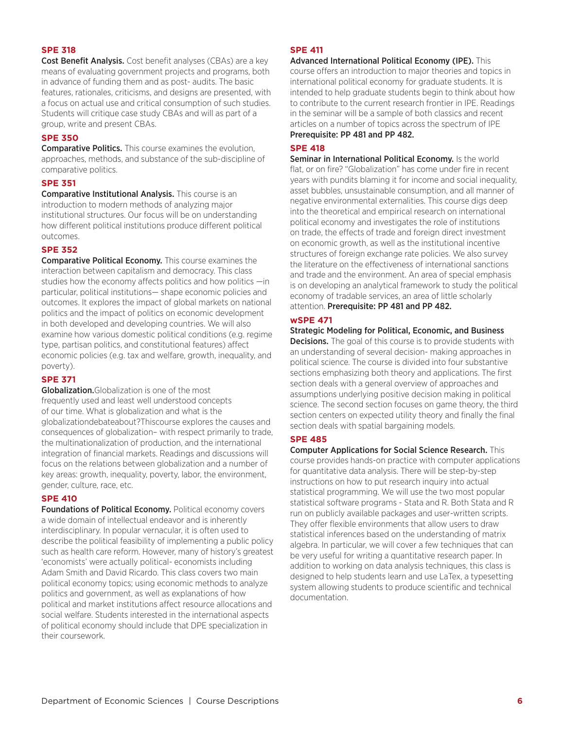### SPE 318

**Cost Benefit Analysis.** Cost benefit analyses (CBAs) are a key means of evaluating government projects and programs, both in advance of funding them and as post- audits. The basic features, rationales, criticisms, and designs are presented, with a focus on actual use and critical consumption of such studies. Students will critique case study CBAs and will as part of a group, write and present CBAs.

### SPE 350

**Comparative Politics.** This course examines the evolution, approaches, methods, and substance of the sub-discipline of comparative politics.

### SPE 351

**Comparative Institutional Analysis.** This course is an introduction to modern methods of analyzing major institutional structures. Our focus will be on understanding how different political institutions produce different political outcomes.

### SPE 352

**Comparative Political Economy.** This course examines the interaction between capitalism and democracy. This class studies how the economy affects politics and how politics —in particular, political institutions— shape economic policies and outcomes. It explores the impact of global markets on national politics and the impact of politics on economic development in both developed and developing countries. We will also examine how various domestic political conditions (e.g. regime type, partisan politics, and constitutional features) affect economic policies (e.g. tax and welfare, growth, inequality, and poverty).

### SPE 371

**Globalization.**Globalization is one of the most frequently used and least well understood concepts of our time. What is globalization and what is the globalizationdebateabout?Thiscourse explores the causes and consequences of globalization– with respect primarily to trade, the multinationalization of production, and the international integration of financial markets. Readings and discussions will focus on the relations between globalization and a number of key areas: growth, inequality, poverty, labor, the environment, gender, culture, race, etc.

### SPE 410

**Foundations of Political Economy.** Political economy covers a wide domain of intellectual endeavor and is inherently interdisciplinary. In popular vernacular, it is often used to describe the political feasibility of implementing a public policy such as health care reform. However, many of history's greatest 'economists' were actually political- economists including Adam Smith and David Ricardo. This class covers two main political economy topics; using economic methods to analyze politics and government, as well as explanations of how political and market institutions affect resource allocations and social welfare. Students interested in the international aspects of political economy should include that DPE specialization in their coursework.

### SPE 411

**Advanced International Political Economy (IPE).** This course offers an introduction to major theories and topics in international political economy for graduate students. It is intended to help graduate students begin to think about how to contribute to the current research frontier in IPE. Readings in the seminar will be a sample of both classics and recent articles on a number of topics across the spectrum of IPE **Prerequisite: PP 481 and PP 482.**

### SPE 418

**Seminar in International Political Economy.** Is the world flat, or on fire? "Globalization" has come under fire in recent years with pundits blaming it for income and social inequality, asset bubbles, unsustainable consumption, and all manner of negative environmental externalities. This course digs deep into the theoretical and empirical research on international political economy and investigates the role of institutions on trade, the effects of trade and foreign direct investment on economic growth, as well as the institutional incentive structures of foreign exchange rate policies. We also survey the literature on the effectiveness of international sanctions and trade and the environment. An area of special emphasis is on developing an analytical framework to study the political economy of tradable services, an area of little scholarly attention. **Prerequisite: PP 481 and PP 482.**

### wSPE 471

**Strategic Modeling for Political, Economic, and Business Decisions.** The goal of this course is to provide students with an understanding of several decision- making approaches in political science. The course is divided into four substantive sections emphasizing both theory and applications. The first section deals with a general overview of approaches and assumptions underlying positive decision making in political science. The second section focuses on game theory, the third section centers on expected utility theory and finally the final section deals with spatial bargaining models.

### SPE 485

**Computer Applications for Social Science Research.** This course provides hands-on practice with computer applications for quantitative data analysis. There will be step-by-step instructions on how to put research inquiry into actual statistical programming. We will use the two most popular statistical software programs - Stata and R. Both Stata and R run on publicly available packages and user-written scripts. They offer flexible environments that allow users to draw statistical inferences based on the understanding of matrix algebra. In particular, we will cover a few techniques that can be very useful for writing a quantitative research paper. In addition to working on data analysis techniques, this class is designed to help students learn and use LaTex, a typesetting system allowing students to produce scientific and technical documentation.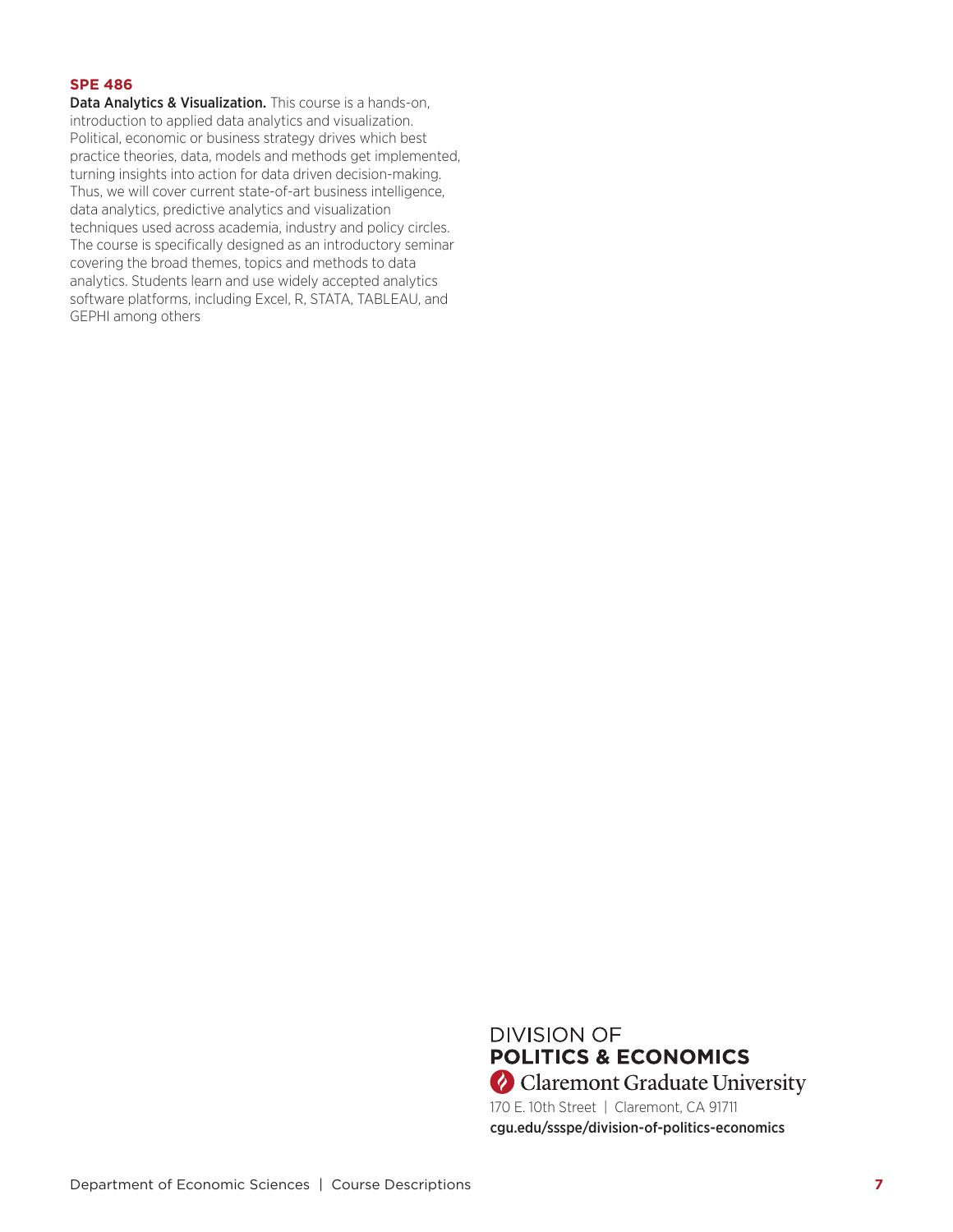**SPE 486**

**Data Analytics & Visualization.** This course is a hands-on, introduction to applied data analytics and visualization. Political, economic or business strategy drives which best practice theories, data, models and methods get implemented, turning insights into action for data driven decision-making. Thus, we will cover current state-of-art business intelligence, data analytics, predictive analytics and visualization techniques used across academia, industry and policy circles. The course is specifically designed as an introductory seminar covering the broad themes, topics and methods to data analytics. Students learn and use widely accepted analytics software platforms, including Excel, R, STATA, TABLEAU, and GEPHI among others

DIVISION OF
**POLITICS & ECONOMICS**
Claremont Graduate University
170 E. 10th Street | Claremont, CA 91711
cgu.edu/ssspe/division-of-politics-economics